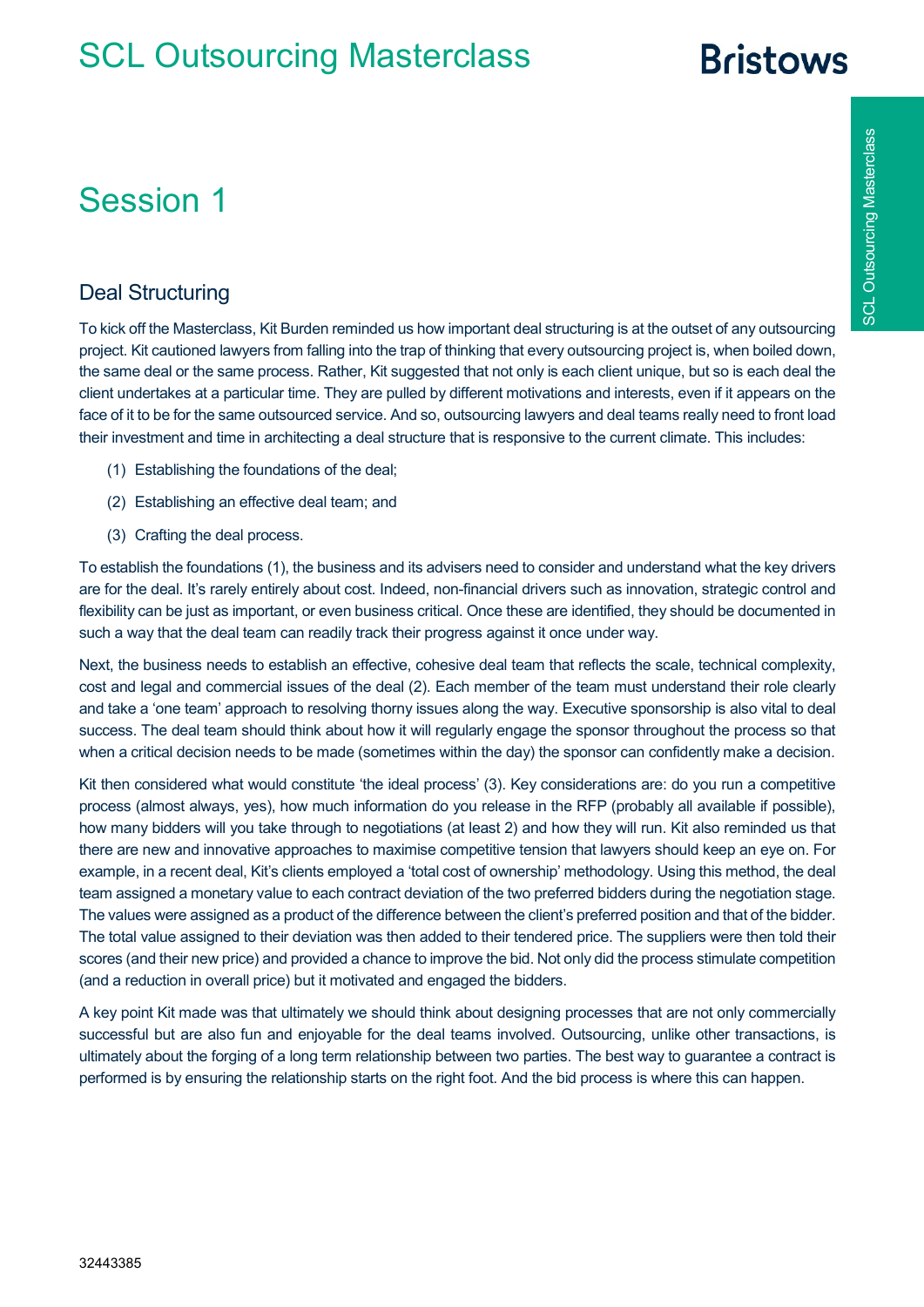# Session 1

## Deal Structuring

To kick off the Masterclass, Kit Burden reminded us how important deal structuring is at the outset of any outsourcing project. Kit cautioned lawyers from falling into the trap of thinking that every outsourcing project is, when boiled down, the same deal or the same process. Rather, Kit suggested that not only is each client unique, but so is each deal the client undertakes at a particular time. They are pulled by different motivations and interests, even if it appears on the face of it to be for the same outsourced service. And so, outsourcing lawyers and deal teams really need to front load their investment and time in architecting a deal structure that is responsive to the current climate. This includes:

(1) Establishing the foundations of the deal;

(2) Establishing an effective deal team; and

(3) Crafting the deal process.

To establish the foundations (1), the business and its advisers need to consider and understand what the key drivers are for the deal. It's rarely entirely about cost. Indeed, non-financial drivers such as innovation, strategic control and flexibility can be just as important, or even business critical. Once these are identified, they should be documented in such a way that the deal team can readily track their progress against it once under way.

Next, the business needs to establish an effective, cohesive deal team that reflects the scale, technical complexity, cost and legal and commercial issues of the deal (2). Each member of the team must understand their role clearly and take a 'one team' approach to resolving thorny issues along the way. Executive sponsorship is also vital to deal success. The deal team should think about how it will regularly engage the sponsor throughout the process so that when a critical decision needs to be made (sometimes within the day) the sponsor can confidently make a decision.

Kit then considered what would constitute 'the ideal process' (3). Key considerations are: do you run a competitive process (almost always, yes), how much information do you release in the RFP (probably all available if possible), how many bidders will you take through to negotiations (at least 2) and how they will run. Kit also reminded us that there are new and innovative approaches to maximise competitive tension that lawyers should keep an eye on. For example, in a recent deal, Kit's clients employed a 'total cost of ownership' methodology. Using this method, the deal team assigned a monetary value to each contract deviation of the two preferred bidders during the negotiation stage. The values were assigned as a product of the difference between the client's preferred position and that of the bidder. The total value assigned to their deviation was then added to their tendered price. The suppliers were then told their scores (and their new price) and provided a chance to improve the bid. Not only did the process stimulate competition (and a reduction in overall price) but it motivated and engaged the bidders.

A key point Kit made was that ultimately we should think about designing processes that are not only commercially successful but are also fun and enjoyable for the deal teams involved. Outsourcing, unlike other transactions, is ultimately about the forging of a long term relationship between two parties. The best way to guarantee a contract is performed is by ensuring the relationship starts on the right foot. And the bid process is where this can happen.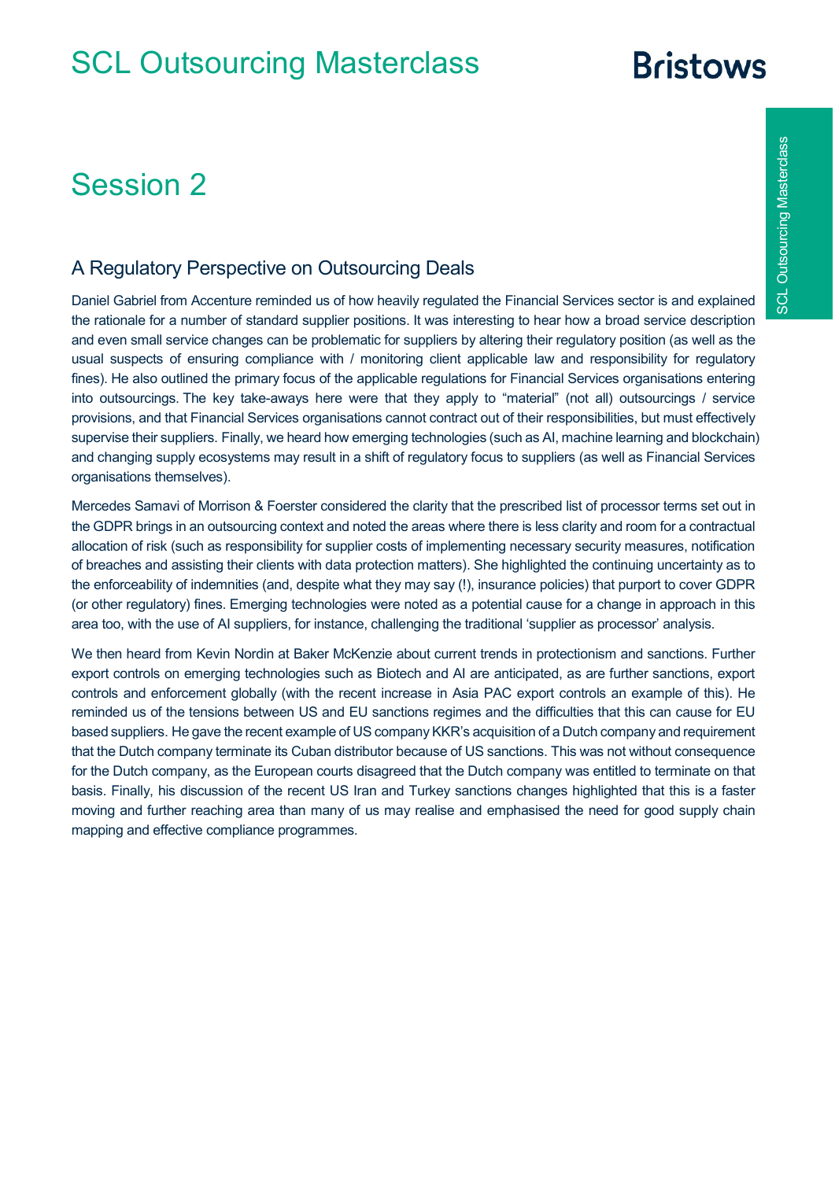# Session 2

## A Regulatory Perspective on Outsourcing Deals

Daniel Gabriel from Accenture reminded us of how heavily regulated the Financial Services sector is and explained the rationale for a number of standard supplier positions. It was interesting to hear how a broad service description and even small service changes can be problematic for suppliers by altering their regulatory position (as well as the usual suspects of ensuring compliance with / monitoring client applicable law and responsibility for regulatory fines). He also outlined the primary focus of the applicable regulations for Financial Services organisations entering into outsourcings. The key take-aways here were that they apply to "material" (not all) outsourcings / service provisions, and that Financial Services organisations cannot contract out of their responsibilities, but must effectively supervise their suppliers. Finally, we heard how emerging technologies (such as AI, machine learning and blockchain) and changing supply ecosystems may result in a shift of regulatory focus to suppliers (as well as Financial Services organisations themselves).

Mercedes Samavi of Morrison & Foerster considered the clarity that the prescribed list of processor terms set out in the GDPR brings in an outsourcing context and noted the areas where there is less clarity and room for a contractual allocation of risk (such as responsibility for supplier costs of implementing necessary security measures, notification of breaches and assisting their clients with data protection matters). She highlighted the continuing uncertainty as to the enforceability of indemnities (and, despite what they may say (!), insurance policies) that purport to cover GDPR (or other regulatory) fines. Emerging technologies were noted as a potential cause for a change in approach in this area too, with the use of AI suppliers, for instance, challenging the traditional 'supplier as processor' analysis.

We then heard from Kevin Nordin at Baker McKenzie about current trends in protectionism and sanctions. Further export controls on emerging technologies such as Biotech and AI are anticipated, as are further sanctions, export controls and enforcement globally (with the recent increase in Asia PAC export controls an example of this). He reminded us of the tensions between US and EU sanctions regimes and the difficulties that this can cause for EU based suppliers. He gave the recent example of US company KKR's acquisition of a Dutch company and requirement that the Dutch company terminate its Cuban distributor because of US sanctions. This was not without consequence for the Dutch company, as the European courts disagreed that the Dutch company was entitled to terminate on that basis. Finally, his discussion of the recent US Iran and Turkey sanctions changes highlighted that this is a faster moving and further reaching area than many of us may realise and emphasised the need for good supply chain mapping and effective compliance programmes.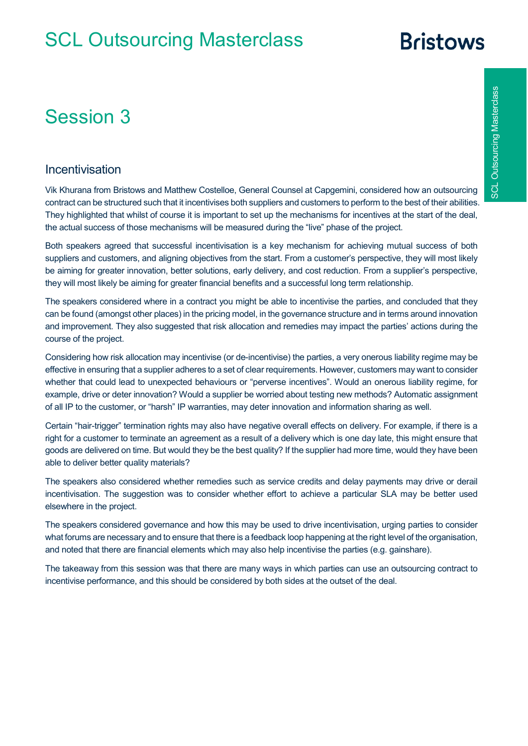# Session 3

## Incentivisation

Vik Khurana from Bristows and Matthew Costelloe, General Counsel at Capgemini, considered how an outsourcing contract can be structured such that it incentivises both suppliers and customers to perform to the best of their abilities. They highlighted that whilst of course it is important to set up the mechanisms for incentives at the start of the deal, the actual success of those mechanisms will be measured during the "live" phase of the project.

Both speakers agreed that successful incentivisation is a key mechanism for achieving mutual success of both suppliers and customers, and aligning objectives from the start. From a customer's perspective, they will most likely be aiming for greater innovation, better solutions, early delivery, and cost reduction. From a supplier's perspective, they will most likely be aiming for greater financial benefits and a successful long term relationship.

The speakers considered where in a contract you might be able to incentivise the parties, and concluded that they can be found (amongst other places) in the pricing model, in the governance structure and in terms around innovation and improvement. They also suggested that risk allocation and remedies may impact the parties' actions during the course of the project.

Considering how risk allocation may incentivise (or de-incentivise) the parties, a very onerous liability regime may be effective in ensuring that a supplier adheres to a set of clear requirements. However, customers may want to consider whether that could lead to unexpected behaviours or "perverse incentives". Would an onerous liability regime, for example, drive or deter innovation? Would a supplier be worried about testing new methods? Automatic assignment of all IP to the customer, or "harsh" IP warranties, may deter innovation and information sharing as well.

Certain "hair-trigger" termination rights may also have negative overall effects on delivery. For example, if there is a right for a customer to terminate an agreement as a result of a delivery which is one day late, this might ensure that goods are delivered on time. But would they be the best quality? If the supplier had more time, would they have been able to deliver better quality materials?

The speakers also considered whether remedies such as service credits and delay payments may drive or derail incentivisation. The suggestion was to consider whether effort to achieve a particular SLA may be better used elsewhere in the project.

The speakers considered governance and how this may be used to drive incentivisation, urging parties to consider what forums are necessary and to ensure that there is a feedback loop happening at the right level of the organisation, and noted that there are financial elements which may also help incentivise the parties (e.g. gainshare).

The takeaway from this session was that there are many ways in which parties can use an outsourcing contract to incentivise performance, and this should be considered by both sides at the outset of the deal.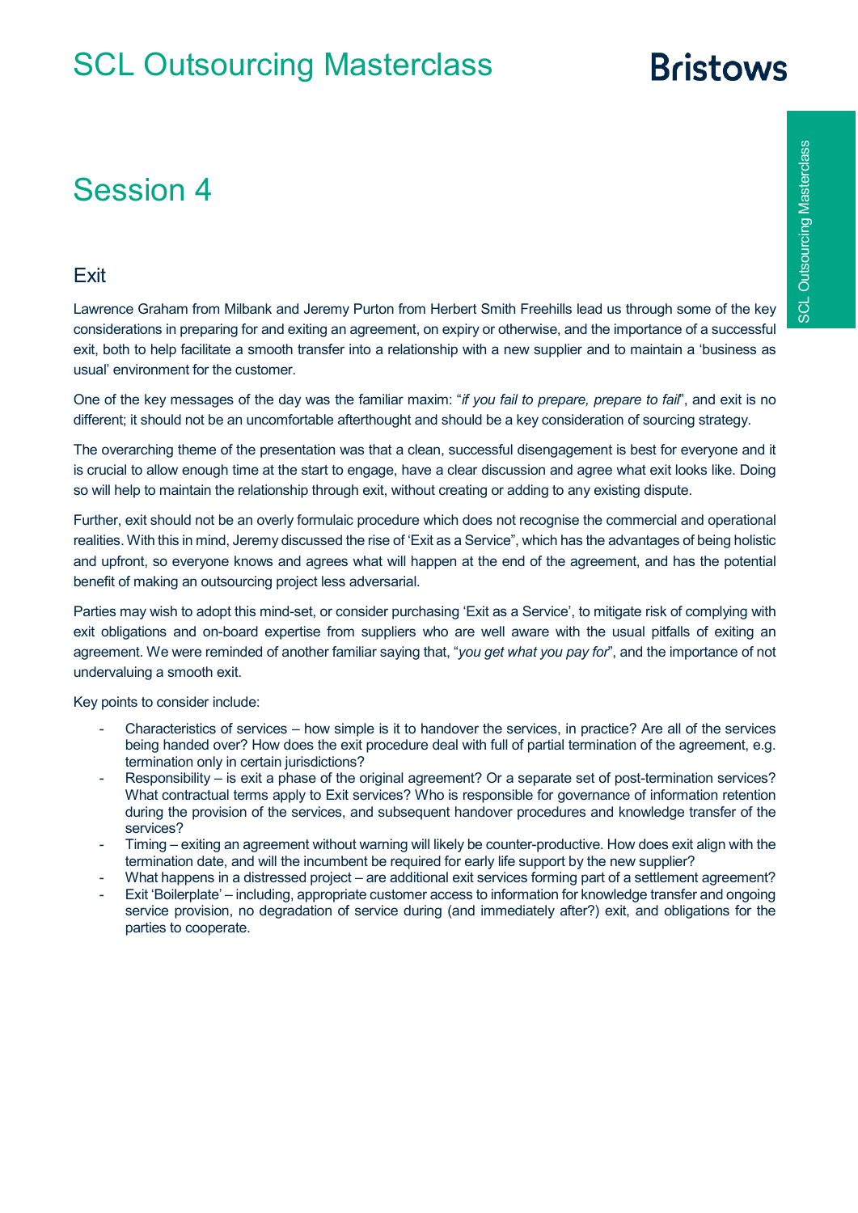## Session 4

### Exit

Lawrence Graham from Milbank and Jeremy Purton from Herbert Smith Freehills lead us through some of the key considerations in preparing for and exiting an agreement, on expiry or otherwise, and the importance of a successful exit, both to help facilitate a smooth transfer into a relationship with a new supplier and to maintain a 'business as usual' environment for the customer.

One of the key messages of the day was the familiar maxim: "*if you fail to prepare, prepare to fail*", and exit is no different; it should not be an uncomfortable afterthought and should be a key consideration of sourcing strategy.

The overarching theme of the presentation was that a clean, successful disengagement is best for everyone and it is crucial to allow enough time at the start to engage, have a clear discussion and agree what exit looks like. Doing so will help to maintain the relationship through exit, without creating or adding to any existing dispute.

Further, exit should not be an overly formulaic procedure which does not recognise the commercial and operational realities. With this in mind, Jeremy discussed the rise of 'Exit as a Service", which has the advantages of being holistic and upfront, so everyone knows and agrees what will happen at the end of the agreement, and has the potential benefit of making an outsourcing project less adversarial.

Parties may wish to adopt this mind-set, or consider purchasing 'Exit as a Service', to mitigate risk of complying with exit obligations and on-board expertise from suppliers who are well aware with the usual pitfalls of exiting an agreement. We were reminded of another familiar saying that, "*you get what you pay for*", and the importance of not undervaluing a smooth exit.

Key points to consider include:

- Characteristics of services – how simple is it to handover the services, in practice? Are all of the services being handed over? How does the exit procedure deal with full of partial termination of the agreement, e.g. termination only in certain jurisdictions?
- Responsibility – is exit a phase of the original agreement? Or a separate set of post-termination services? What contractual terms apply to Exit services? Who is responsible for governance of information retention during the provision of the services, and subsequent handover procedures and knowledge transfer of the services?
- Timing – exiting an agreement without warning will likely be counter-productive. How does exit align with the termination date, and will the incumbent be required for early life support by the new supplier?
- What happens in a distressed project – are additional exit services forming part of a settlement agreement?
- Exit 'Boilerplate' – including, appropriate customer access to information for knowledge transfer and ongoing service provision, no degradation of service during (and immediately after?) exit, and obligations for the parties to cooperate.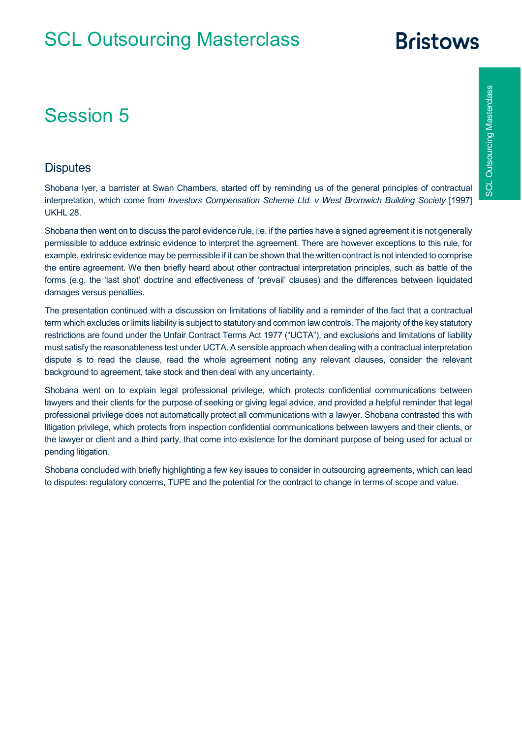# Session 5

## Disputes

Shobana Iyer, a barrister at Swan Chambers, started off by reminding us of the general principles of contractual interpretation, which come from *Investors Compensation Scheme Ltd. v West Bromwich Building Society* [1997] UKHL 28.

Shobana then went on to discuss the parol evidence rule, i.e. if the parties have a signed agreement it is not generally permissible to adduce extrinsic evidence to interpret the agreement. There are however exceptions to this rule, for example, extrinsic evidence may be permissible if it can be shown that the written contract is not intended to comprise the entire agreement. We then briefly heard about other contractual interpretation principles, such as battle of the forms (e.g. the 'last shot' doctrine and effectiveness of 'prevail' clauses) and the differences between liquidated damages versus penalties.

The presentation continued with a discussion on limitations of liability and a reminder of the fact that a contractual term which excludes or limits liability is subject to statutory and common law controls. The majority of the key statutory restrictions are found under the Unfair Contract Terms Act 1977 ("UCTA"), and exclusions and limitations of liability must satisfy the reasonableness test under UCTA. A sensible approach when dealing with a contractual interpretation dispute is to read the clause, read the whole agreement noting any relevant clauses, consider the relevant background to agreement, take stock and then deal with any uncertainty.

Shobana went on to explain legal professional privilege, which protects confidential communications between lawyers and their clients for the purpose of seeking or giving legal advice, and provided a helpful reminder that legal professional privilege does not automatically protect all communications with a lawyer. Shobana contrasted this with litigation privilege, which protects from inspection confidential communications between lawyers and their clients, or the lawyer or client and a third party, that come into existence for the dominant purpose of being used for actual or pending litigation.

Shobana concluded with briefly highlighting a few key issues to consider in outsourcing agreements, which can lead to disputes: regulatory concerns, TUPE and the potential for the contract to change in terms of scope and value.